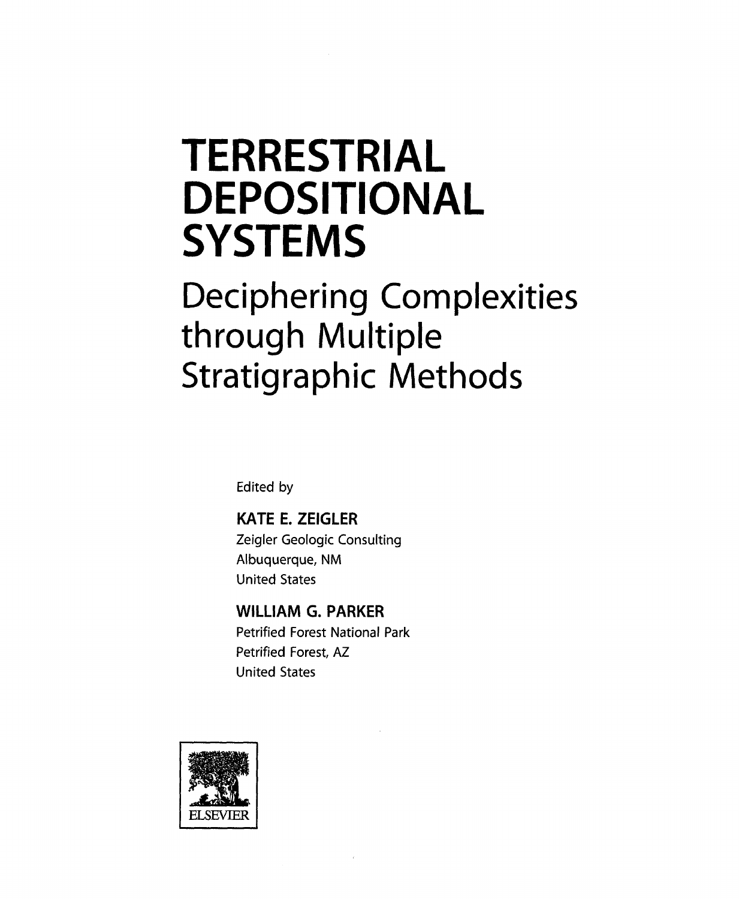# TERRESTRIAL DEPOSITIONAL SYSTEMS

## Deciphering Complexities through Multiple Stratigraphic Methods

Edited by

**KATE E. ZEIGLER**
Zeigler Geologic Consulting
Albuquerque, NM
United States

**WILLIAM G. PARKER**
Petrified Forest National Park
Petrified Forest, AZ
United States

ELSEVIER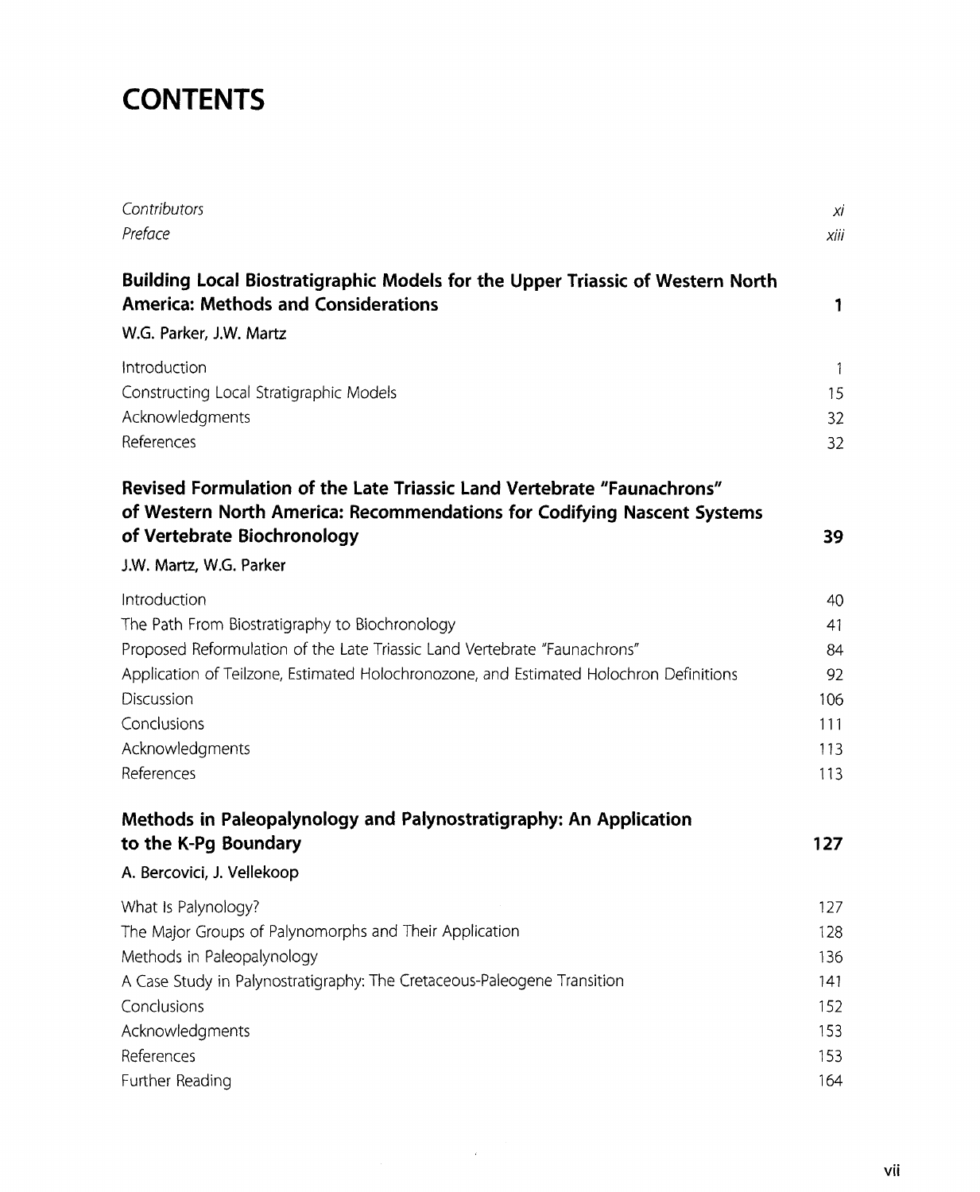# CONTENTS

| | |
|---|---|
| *Contributors* | *xi* |
| *Preface* | *xiii* |

## Building Local Biostratigraphic Models for the Upper Triassic of Western North America: Methods and Considerations — 1

**W.G. Parker, J.W. Martz**

| | |
|---|---|
| Introduction | 1 |
| Constructing Local Stratigraphic Models | 15 |
| Acknowledgments | 32 |
| References | 32 |

## Revised Formulation of the Late Triassic Land Vertebrate "Faunachrons" of Western North America: Recommendations for Codifying Nascent Systems of Vertebrate Biochronology — 39

**J.W. Martz, W.G. Parker**

| | |
|---|---|
| Introduction | 40 |
| The Path From Biostratigraphy to Biochronology | 41 |
| Proposed Reformulation of the Late Triassic Land Vertebrate "Faunachrons" | 84 |
| Application of Teilzone, Estimated Holochronozone, and Estimated Holochron Definitions | 92 |
| Discussion | 106 |
| Conclusions | 111 |
| Acknowledgments | 113 |
| References | 113 |

## Methods in Paleopalynology and Palynostratigraphy: An Application to the K-Pg Boundary — 127

**A. Bercovici, J. Vellekoop**

| | |
|---|---|
| What Is Palynology? | 127 |
| The Major Groups of Palynomorphs and Their Application | 128 |
| Methods in Paleopalynology | 136 |
| A Case Study in Palynostratigraphy: The Cretaceous-Paleogene Transition | 141 |
| Conclusions | 152 |
| Acknowledgments | 153 |
| References | 153 |
| Further Reading | 164 |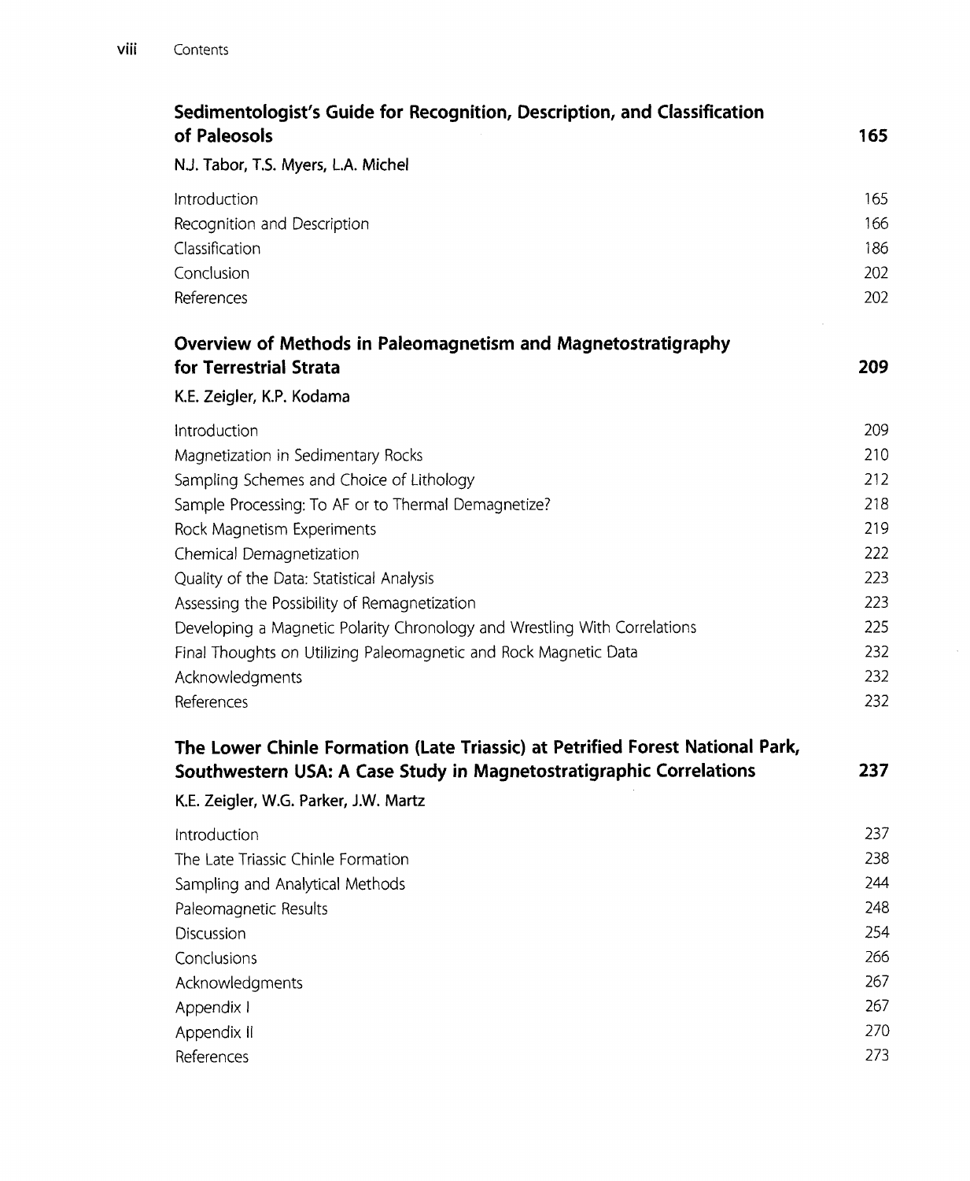## Sedimentologist's Guide for Recognition, Description, and Classification of Paleosols — 165

N.J. Tabor, T.S. Myers, L.A. Michel

| | |
|---|---|
| Introduction | 165 |
| Recognition and Description | 166 |
| Classification | 186 |
| Conclusion | 202 |
| References | 202 |

## Overview of Methods in Paleomagnetism and Magnetostratigraphy for Terrestrial Strata — 209

K.E. Zeigler, K.P. Kodama

| | |
|---|---|
| Introduction | 209 |
| Magnetization in Sedimentary Rocks | 210 |
| Sampling Schemes and Choice of Lithology | 212 |
| Sample Processing: To AF or to Thermal Demagnetize? | 218 |
| Rock Magnetism Experiments | 219 |
| Chemical Demagnetization | 222 |
| Quality of the Data: Statistical Analysis | 223 |
| Assessing the Possibility of Remagnetization | 223 |
| Developing a Magnetic Polarity Chronology and Wrestling With Correlations | 225 |
| Final Thoughts on Utilizing Paleomagnetic and Rock Magnetic Data | 232 |
| Acknowledgments | 232 |
| References | 232 |

## The Lower Chinle Formation (Late Triassic) at Petrified Forest National Park, Southwestern USA: A Case Study in Magnetostratigraphic Correlations — 237

K.E. Zeigler, W.G. Parker, J.W. Martz

| | |
|---|---|
| Introduction | 237 |
| The Late Triassic Chinle Formation | 238 |
| Sampling and Analytical Methods | 244 |
| Paleomagnetic Results | 248 |
| Discussion | 254 |
| Conclusions | 266 |
| Acknowledgments | 267 |
| Appendix I | 267 |
| Appendix II | 270 |
| References | 273 |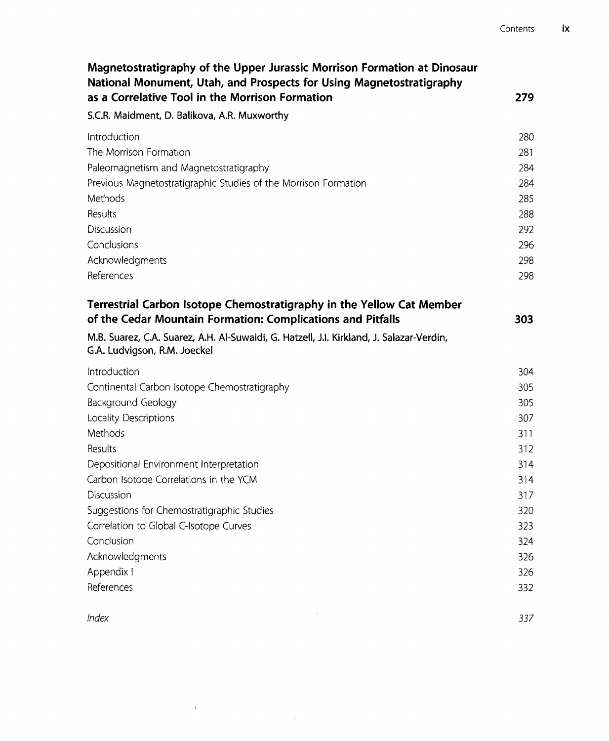**Magnetostratigraphy of the Upper Jurassic Morrison Formation at Dinosaur National Monument, Utah, and Prospects for Using Magnetostratigraphy as a Correlative Tool in the Morrison Formation** **279**

**S.C.R. Maidment, D. Balikova, A.R. Muxworthy**

| | |
|---|---|
| Introduction | 280 |
| The Morrison Formation | 281 |
| Paleomagnetism and Magnetostratigraphy | 284 |
| Previous Magnetostratigraphic Studies of the Morrison Formation | 284 |
| Methods | 285 |
| Results | 288 |
| Discussion | 292 |
| Conclusions | 296 |
| Acknowledgments | 298 |
| References | 298 |

**Terrestrial Carbon Isotope Chemostratigraphy in the Yellow Cat Member of the Cedar Mountain Formation: Complications and Pitfalls** **303**

**M.B. Suarez, C.A. Suarez, A.H. Al-Suwaidi, G. Hatzell, J.I. Kirkland, J. Salazar-Verdin, G.A. Ludvigson, R.M. Joeckel**

| | |
|---|---|
| Introduction | 304 |
| Continental Carbon Isotope Chemostratigraphy | 305 |
| Background Geology | 305 |
| Locality Descriptions | 307 |
| Methods | 311 |
| Results | 312 |
| Depositional Environment Interpretation | 314 |
| Carbon Isotope Correlations in the YCM | 314 |
| Discussion | 317 |
| Suggestions for Chemostratigraphic Studies | 320 |
| Correlation to Global C-Isotope Curves | 323 |
| Conclusion | 324 |
| Acknowledgments | 326 |
| Appendix I | 326 |
| References | 332 |

*Index* *337*